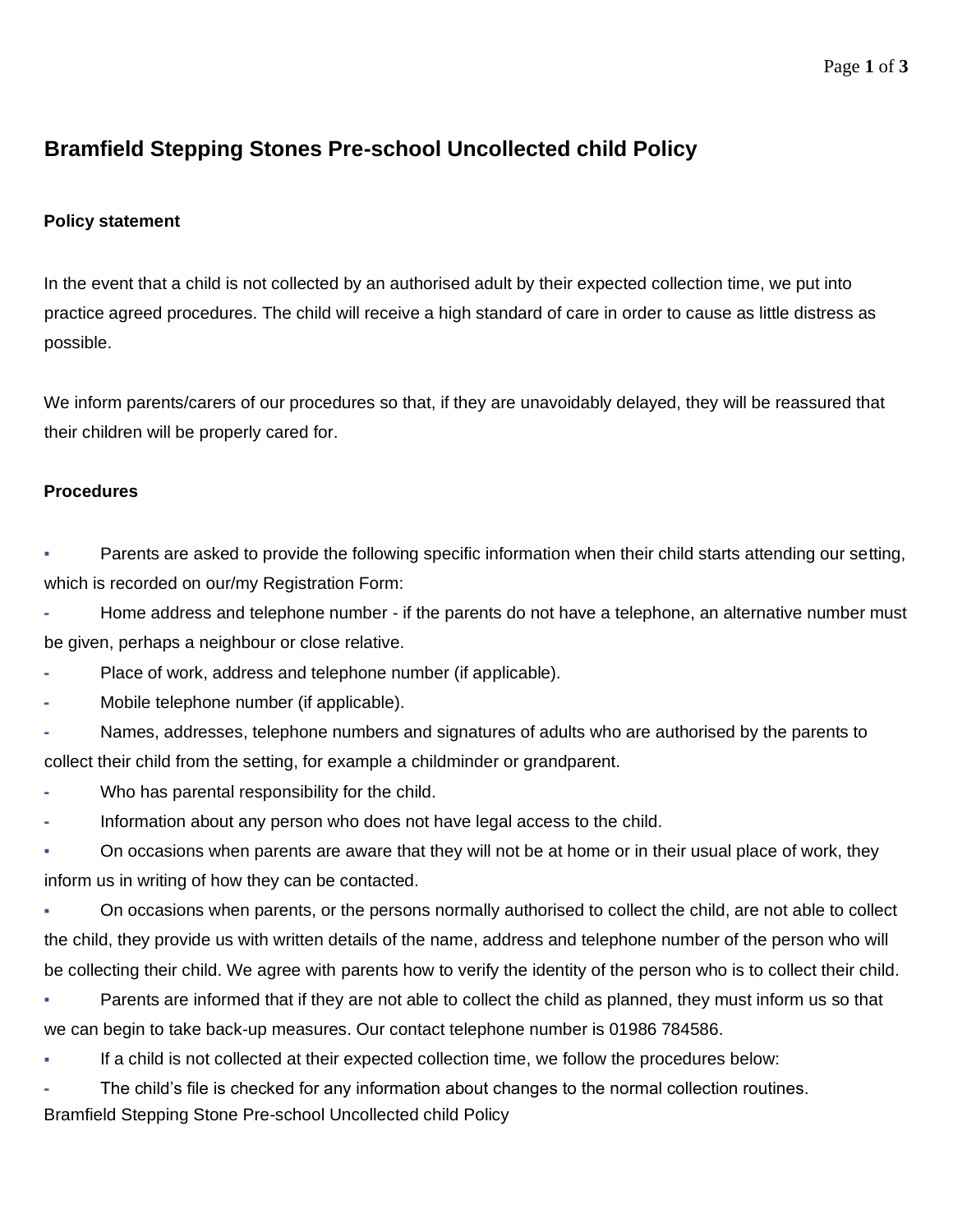# Bramfield Stepping Stones Pre-school Uncollected child Policy

### Policy statement

In the event that a child is not collected by an authorised adult by their expected collection time, we put into practice agreed procedures. The child will receive a high standard of care in order to cause as little distress as possible.

We inform parents/carers of our procedures so that, if they are unavoidably delayed, they will be reassured that their children will be properly cared for.

### Procedures

- Parents are asked to provide the following specific information when their child starts attending our setting, which is recorded on our/my Registration Form:
  - Home address and telephone number - if the parents do not have a telephone, an alternative number must be given, perhaps a neighbour or close relative.
  - Place of work, address and telephone number (if applicable).
  - Mobile telephone number (if applicable).
  - Names, addresses, telephone numbers and signatures of adults who are authorised by the parents to collect their child from the setting, for example a childminder or grandparent.
  - Who has parental responsibility for the child.
  - Information about any person who does not have legal access to the child.
- On occasions when parents are aware that they will not be at home or in their usual place of work, they inform us in writing of how they can be contacted.
- On occasions when parents, or the persons normally authorised to collect the child, are not able to collect the child, they provide us with written details of the name, address and telephone number of the person who will be collecting their child. We agree with parents how to verify the identity of the person who is to collect their child.
- Parents are informed that if they are not able to collect the child as planned, they must inform us so that we can begin to take back-up measures. Our contact telephone number is 01986 784586.
- If a child is not collected at their expected collection time, we follow the procedures below:
  - The child's file is checked for any information about changes to the normal collection routines.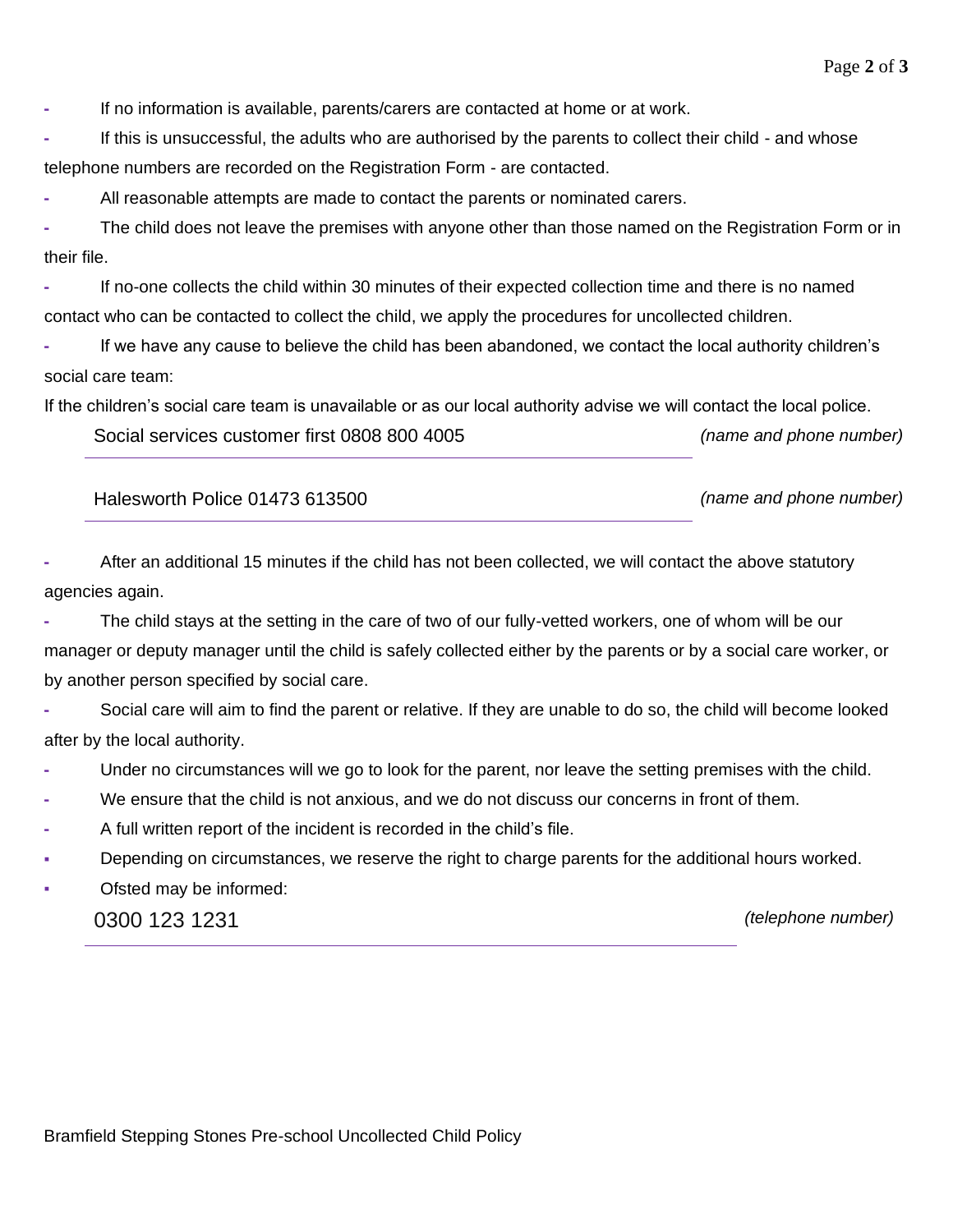- If no information is available, parents/carers are contacted at home or at work.
- If this is unsuccessful, the adults who are authorised by the parents to collect their child - and whose telephone numbers are recorded on the Registration Form - are contacted.
- All reasonable attempts are made to contact the parents or nominated carers.
- The child does not leave the premises with anyone other than those named on the Registration Form or in their file.
- If no-one collects the child within 30 minutes of their expected collection time and there is no named contact who can be contacted to collect the child, we apply the procedures for uncollected children.
- If we have any cause to believe the child has been abandoned, we contact the local authority children's social care team:

If the children's social care team is unavailable or as our local authority advise we will contact the local police.

Social services customer first 0808 800 4005 *(name and phone number)*

Halesworth Police 01473 613500 *(name and phone number)*

- After an additional 15 minutes if the child has not been collected, we will contact the above statutory agencies again.
- The child stays at the setting in the care of two of our fully-vetted workers, one of whom will be our manager or deputy manager until the child is safely collected either by the parents or by a social care worker, or by another person specified by social care.
- Social care will aim to find the parent or relative. If they are unable to do so, the child will become looked after by the local authority.
- Under no circumstances will we go to look for the parent, nor leave the setting premises with the child.
- We ensure that the child is not anxious, and we do not discuss our concerns in front of them.
- A full written report of the incident is recorded in the child's file.
- Depending on circumstances, we reserve the right to charge parents for the additional hours worked.
- Ofsted may be informed:

0300 123 1231 *(telephone number)*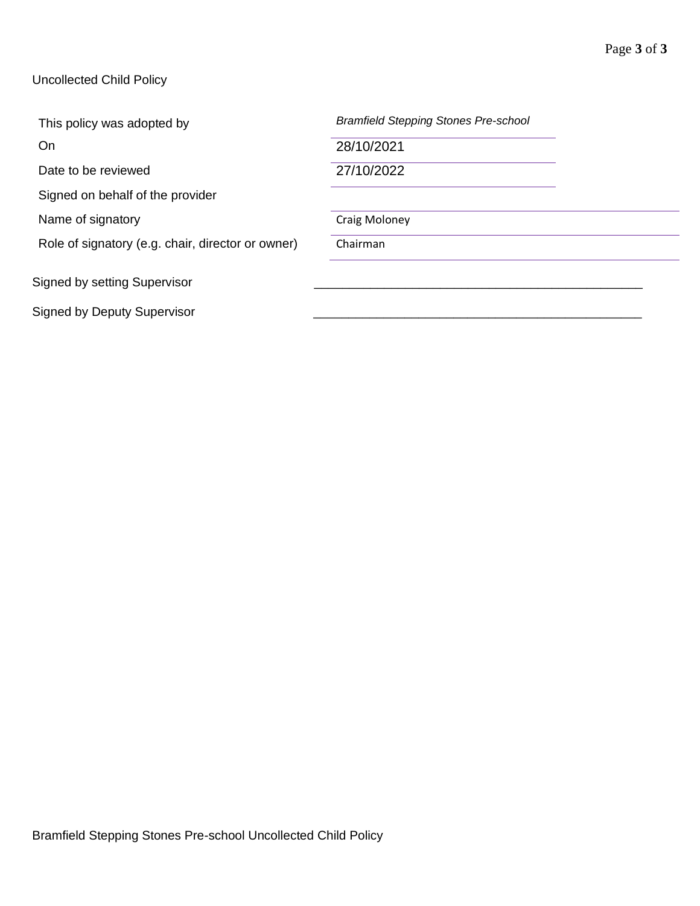Uncollected Child Policy

| | |
|---|---|
| This policy was adopted by | *Bramfield Stepping Stones Pre-school* |
| On | 28/10/2021 |
| Date to be reviewed | 27/10/2022 |
| Signed on behalf of the provider | |
| Name of signatory | Craig Moloney |
| Role of signatory (e.g. chair, director or owner) | Chairman |

Signed by setting Supervisor _______________________________________________

Signed by Deputy Supervisor _______________________________________________